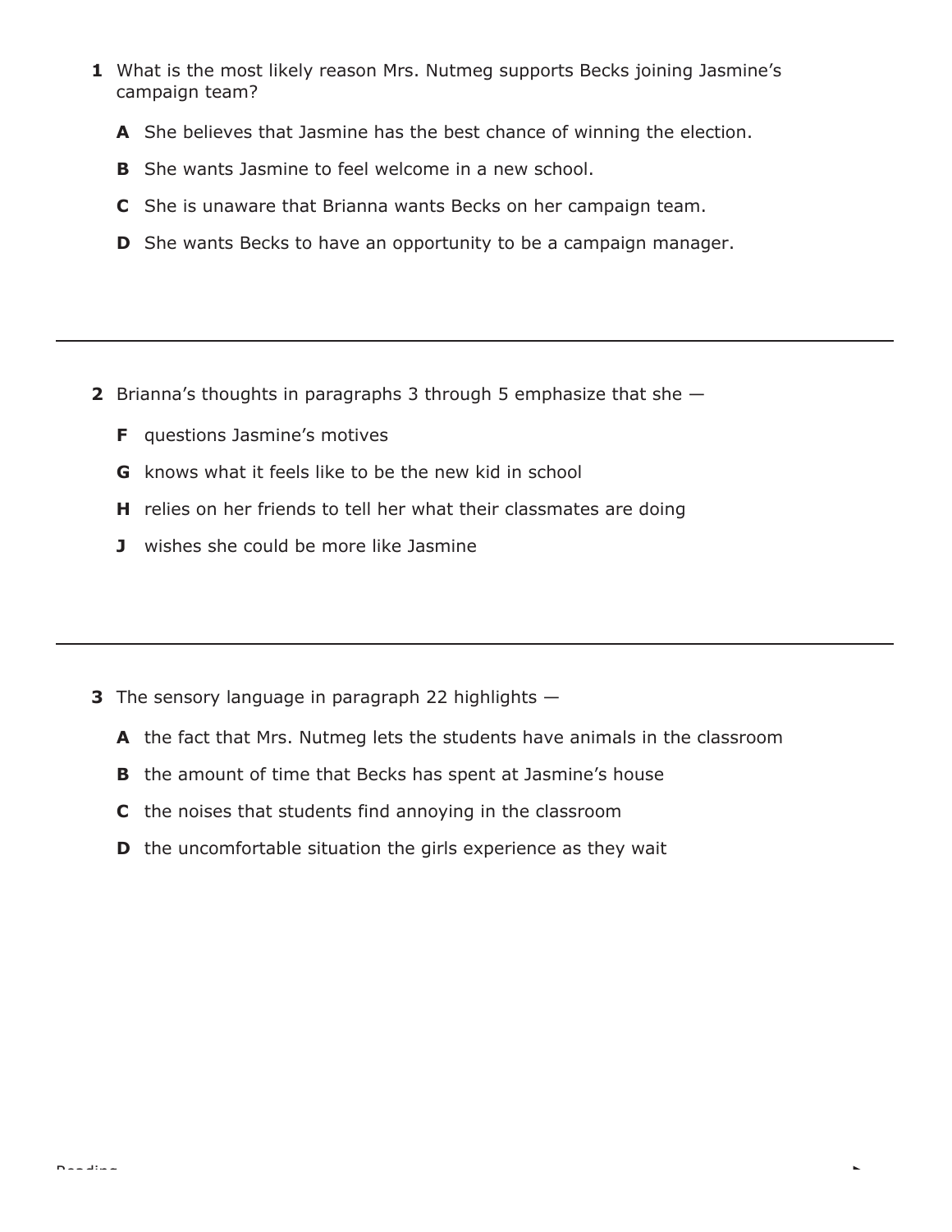**1** What is the most likely reason Mrs. Nutmeg supports Becks joining Jasmine's campaign team?

**A** She believes that Jasmine has the best chance of winning the election.

**B** She wants Jasmine to feel welcome in a new school.

**C** She is unaware that Brianna wants Becks on her campaign team.

**D** She wants Becks to have an opportunity to be a campaign manager.

---

**2** Brianna's thoughts in paragraphs 3 through 5 emphasize that she —

**F** questions Jasmine's motives

**G** knows what it feels like to be the new kid in school

**H** relies on her friends to tell her what their classmates are doing

**J** wishes she could be more like Jasmine

---

**3** The sensory language in paragraph 22 highlights —

**A** the fact that Mrs. Nutmeg lets the students have animals in the classroom

**B** the amount of time that Becks has spent at Jasmine's house

**C** the noises that students find annoying in the classroom

**D** the uncomfortable situation the girls experience as they wait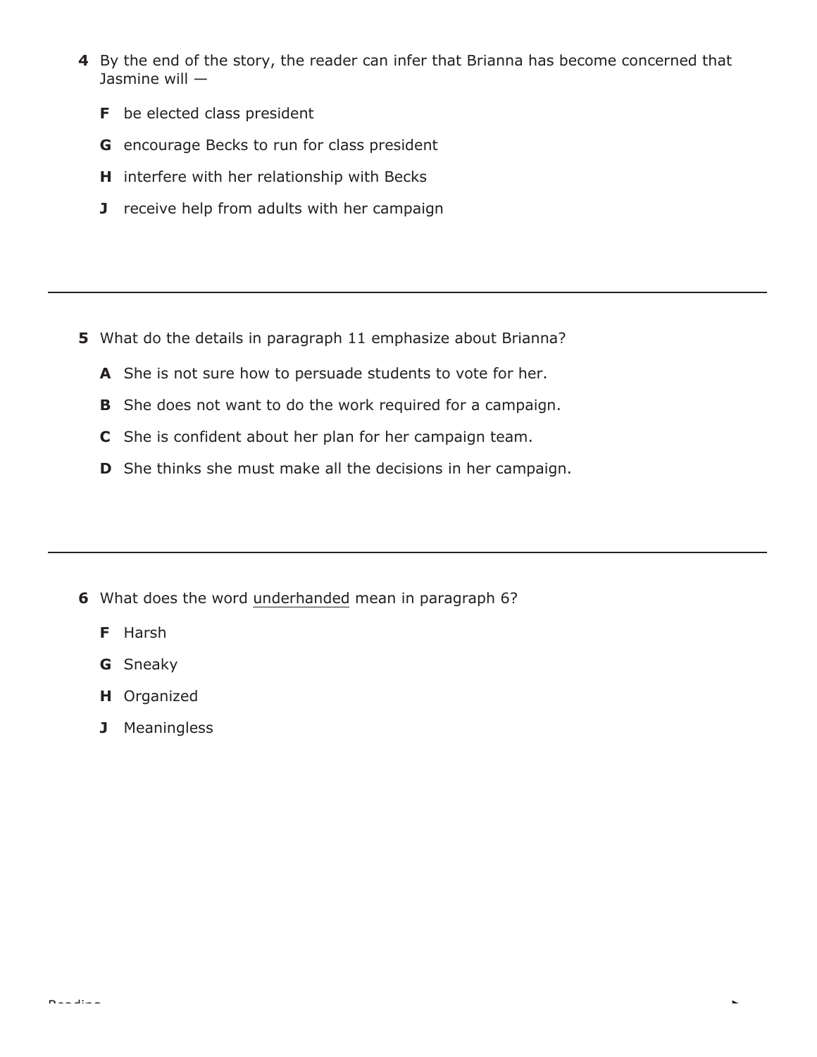**4** By the end of the story, the reader can infer that Brianna has become concerned that Jasmine will —

**F** be elected class president

**G** encourage Becks to run for class president

**H** interfere with her relationship with Becks

**J** receive help from adults with her campaign

---

**5** What do the details in paragraph 11 emphasize about Brianna?

**A** She is not sure how to persuade students to vote for her.

**B** She does not want to do the work required for a campaign.

**C** She is confident about her plan for her campaign team.

**D** She thinks she must make all the decisions in her campaign.

---

**6** What does the word underhanded mean in paragraph 6?

**F** Harsh

**G** Sneaky

**H** Organized

**J** Meaningless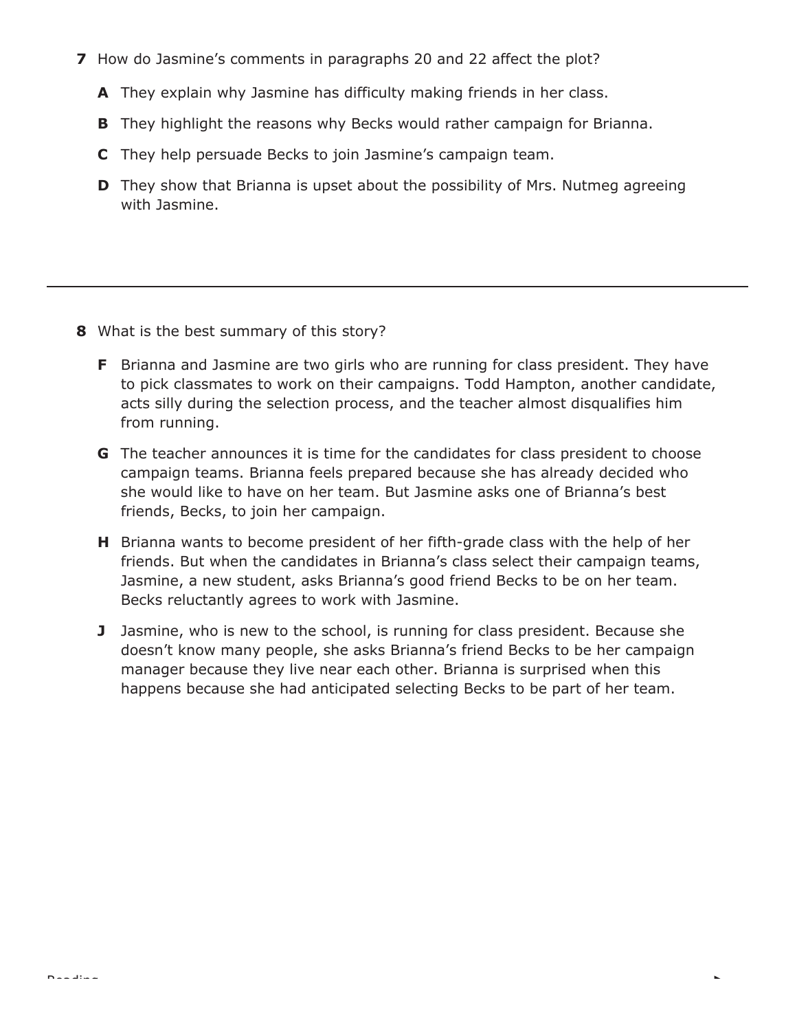**7** How do Jasmine's comments in paragraphs 20 and 22 affect the plot?

**A** They explain why Jasmine has difficulty making friends in her class.

**B** They highlight the reasons why Becks would rather campaign for Brianna.

**C** They help persuade Becks to join Jasmine's campaign team.

**D** They show that Brianna is upset about the possibility of Mrs. Nutmeg agreeing with Jasmine.

---

**8** What is the best summary of this story?

**F** Brianna and Jasmine are two girls who are running for class president. They have to pick classmates to work on their campaigns. Todd Hampton, another candidate, acts silly during the selection process, and the teacher almost disqualifies him from running.

**G** The teacher announces it is time for the candidates for class president to choose campaign teams. Brianna feels prepared because she has already decided who she would like to have on her team. But Jasmine asks one of Brianna's best friends, Becks, to join her campaign.

**H** Brianna wants to become president of her fifth-grade class with the help of her friends. But when the candidates in Brianna's class select their campaign teams, Jasmine, a new student, asks Brianna's good friend Becks to be on her team. Becks reluctantly agrees to work with Jasmine.

**J** Jasmine, who is new to the school, is running for class president. Because she doesn't know many people, she asks Brianna's friend Becks to be her campaign manager because they live near each other. Brianna is surprised when this happens because she had anticipated selecting Becks to be part of her team.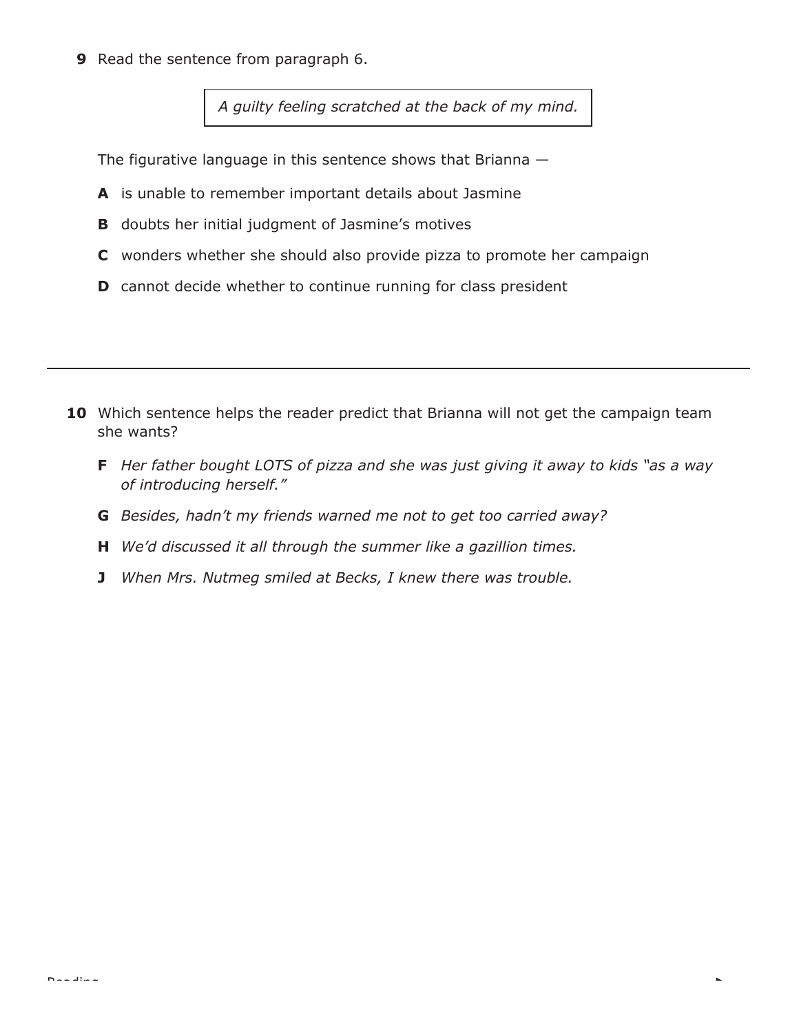**9** Read the sentence from paragraph 6.

> *A guilty feeling scratched at the back of my mind.*

The figurative language in this sentence shows that Brianna —

**A** is unable to remember important details about Jasmine

**B** doubts her initial judgment of Jasmine's motives

**C** wonders whether she should also provide pizza to promote her campaign

**D** cannot decide whether to continue running for class president

---

**10** Which sentence helps the reader predict that Brianna will not get the campaign team she wants?

**F** *Her father bought LOTS of pizza and she was just giving it away to kids "as a way of introducing herself."*

**G** *Besides, hadn't my friends warned me not to get too carried away?*

**H** *We'd discussed it all through the summer like a gazillion times.*

**J** *When Mrs. Nutmeg smiled at Becks, I knew there was trouble.*